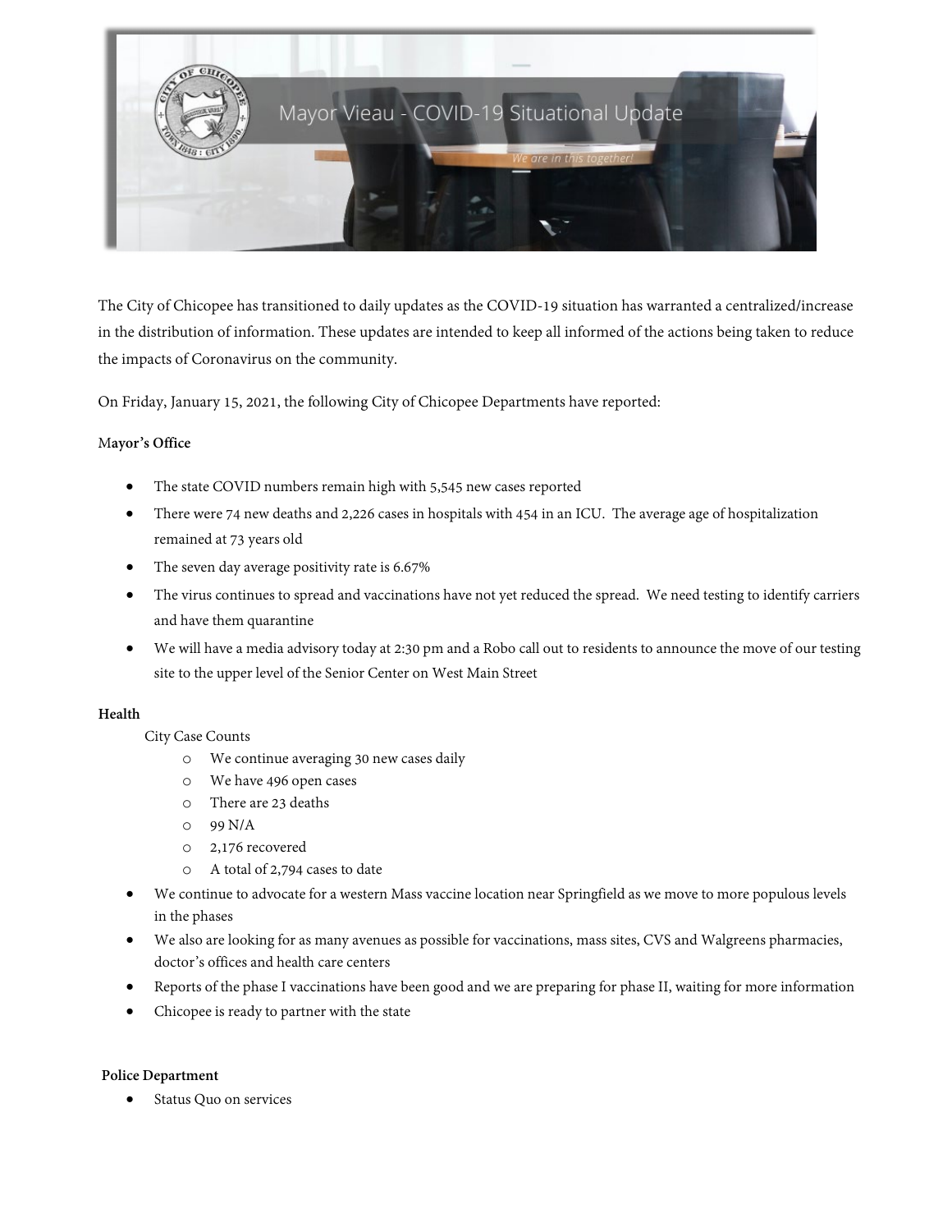# Mayor Vieau - COVID-19 Situational Update

*We are in this together!*

The City of Chicopee has transitioned to daily updates as the COVID-19 situation has warranted a centralized/increase in the distribution of information. These updates are intended to keep all informed of the actions being taken to reduce the impacts of Coronavirus on the community.

On Friday, January 15, 2021, the following City of Chicopee Departments have reported:

**Mayor's Office**

- The state COVID numbers remain high with 5,545 new cases reported
- There were 74 new deaths and 2,226 cases in hospitals with 454 in an ICU. The average age of hospitalization remained at 73 years old
- The seven day average positivity rate is 6.67%
- The virus continues to spread and vaccinations have not yet reduced the spread. We need testing to identify carriers and have them quarantine
- We will have a media advisory today at 2:30 pm and a Robo call out to residents to announce the move of our testing site to the upper level of the Senior Center on West Main Street

**Health**

City Case Counts
  - We continue averaging 30 new cases daily
  - We have 496 open cases
  - There are 23 deaths
  - 99 N/A
  - 2,176 recovered
  - A total of 2,794 cases to date

- We continue to advocate for a western Mass vaccine location near Springfield as we move to more populous levels in the phases
- We also are looking for as many avenues as possible for vaccinations, mass sites, CVS and Walgreens pharmacies, doctor's offices and health care centers
- Reports of the phase I vaccinations have been good and we are preparing for phase II, waiting for more information
- Chicopee is ready to partner with the state

**Police Department**

- Status Quo on services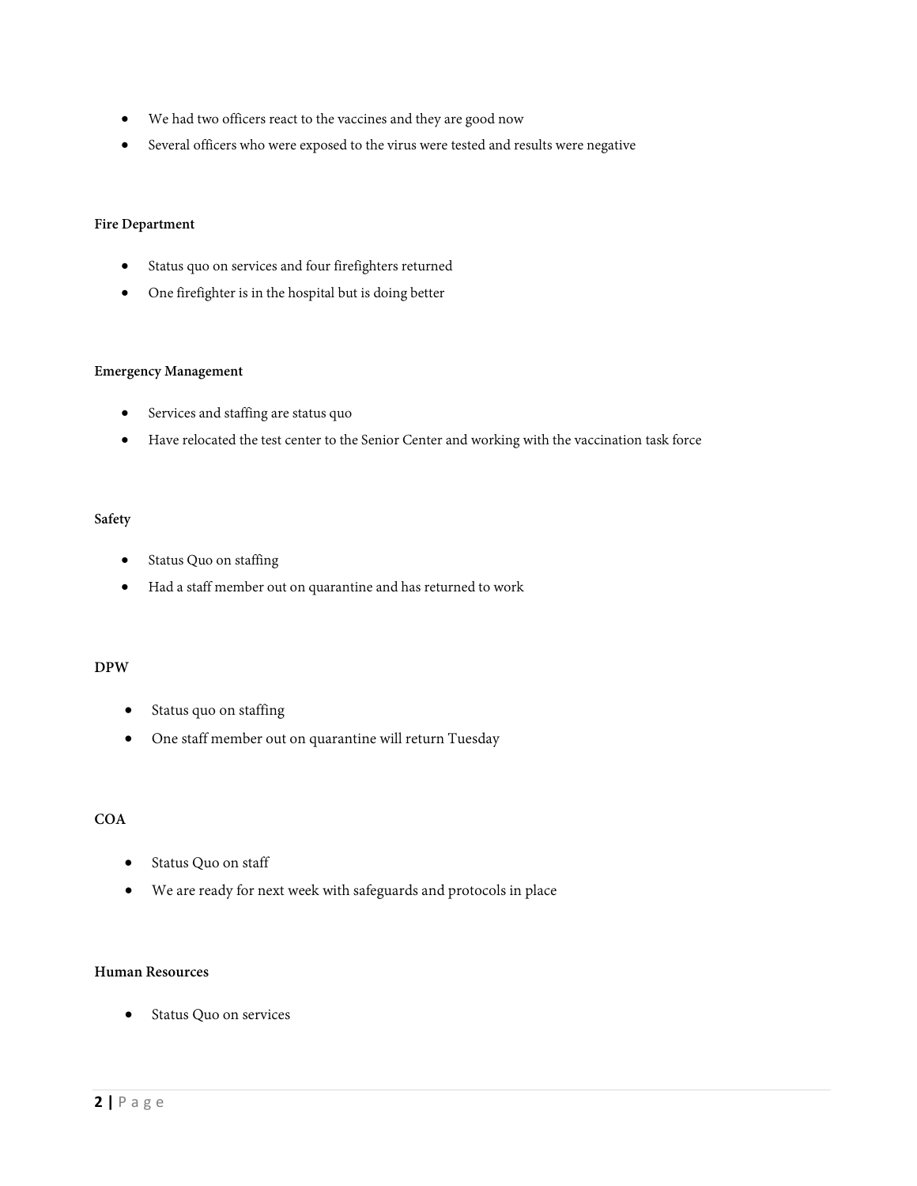- We had two officers react to the vaccines and they are good now
- Several officers who were exposed to the virus were tested and results were negative

**Fire Department**

- Status quo on services and four firefighters returned
- One firefighter is in the hospital but is doing better

**Emergency Management**

- Services and staffing are status quo
- Have relocated the test center to the Senior Center and working with the vaccination task force

**Safety**

- Status Quo on staffing
- Had a staff member out on quarantine and has returned to work

**DPW**

- Status quo on staffing
- One staff member out on quarantine will return Tuesday

**COA**

- Status Quo on staff
- We are ready for next week with safeguards and protocols in place

**Human Resources**

- Status Quo on services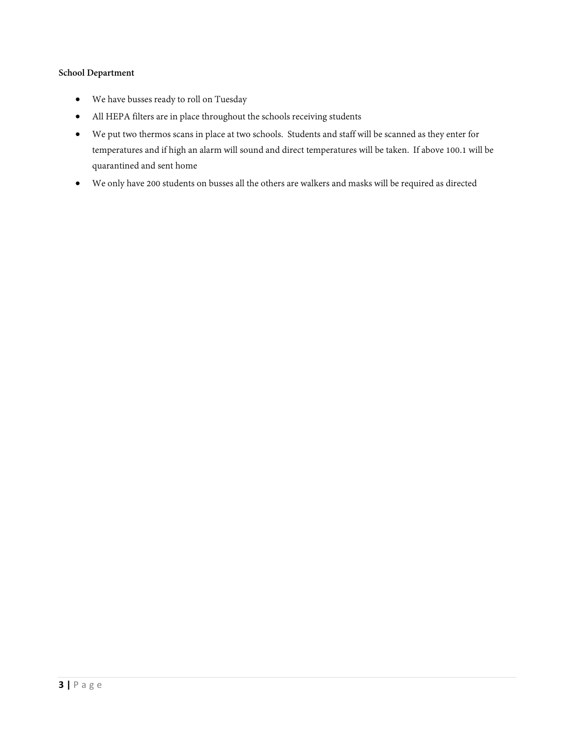**School Department**

- We have busses ready to roll on Tuesday
- All HEPA filters are in place throughout the schools receiving students
- We put two thermos scans in place at two schools. Students and staff will be scanned as they enter for temperatures and if high an alarm will sound and direct temperatures will be taken. If above 100.1 will be quarantined and sent home
- We only have 200 students on busses all the others are walkers and masks will be required as directed